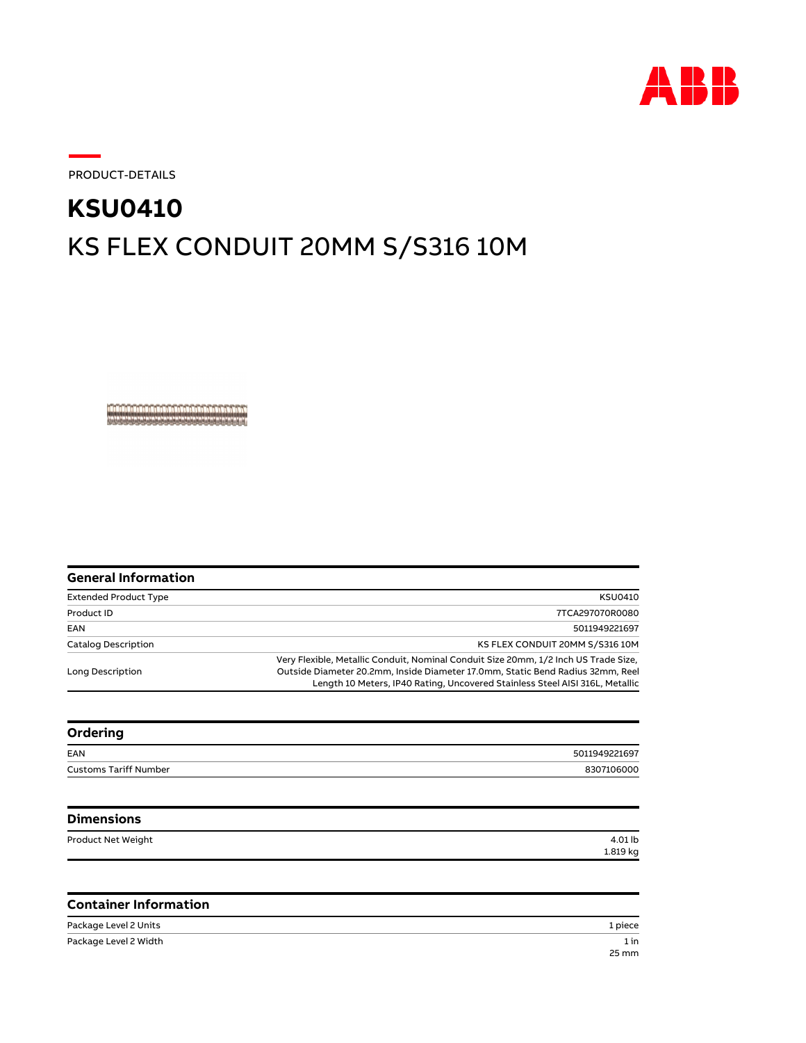PRODUCT-DETAILS

# KSU0410

## KS FLEX CONDUIT 20MM S/S316 10M

### General Information

| | |
|---|---|
| Extended Product Type | KSU0410 |
| Product ID | 7TCA297070R0080 |
| EAN | 5011949221697 |
| Catalog Description | KS FLEX CONDUIT 20MM S/S316 10M |
| Long Description | Very Flexible, Metallic Conduit, Nominal Conduit Size 20mm, 1/2 Inch US Trade Size, Outside Diameter 20.2mm, Inside Diameter 17.0mm, Static Bend Radius 32mm, Reel Length 10 Meters, IP40 Rating, Uncovered Stainless Steel AISI 316L, Metallic |

### Ordering

| | |
|---|---|
| EAN | 5011949221697 |
| Customs Tariff Number | 8307106000 |

### Dimensions

| | |
|---|---|
| Product Net Weight | 4.01 lb<br>1.819 kg |

### Container Information

| | |
|---|---|
| Package Level 2 Units | 1 piece |
| Package Level 2 Width | 1 in<br>25 mm |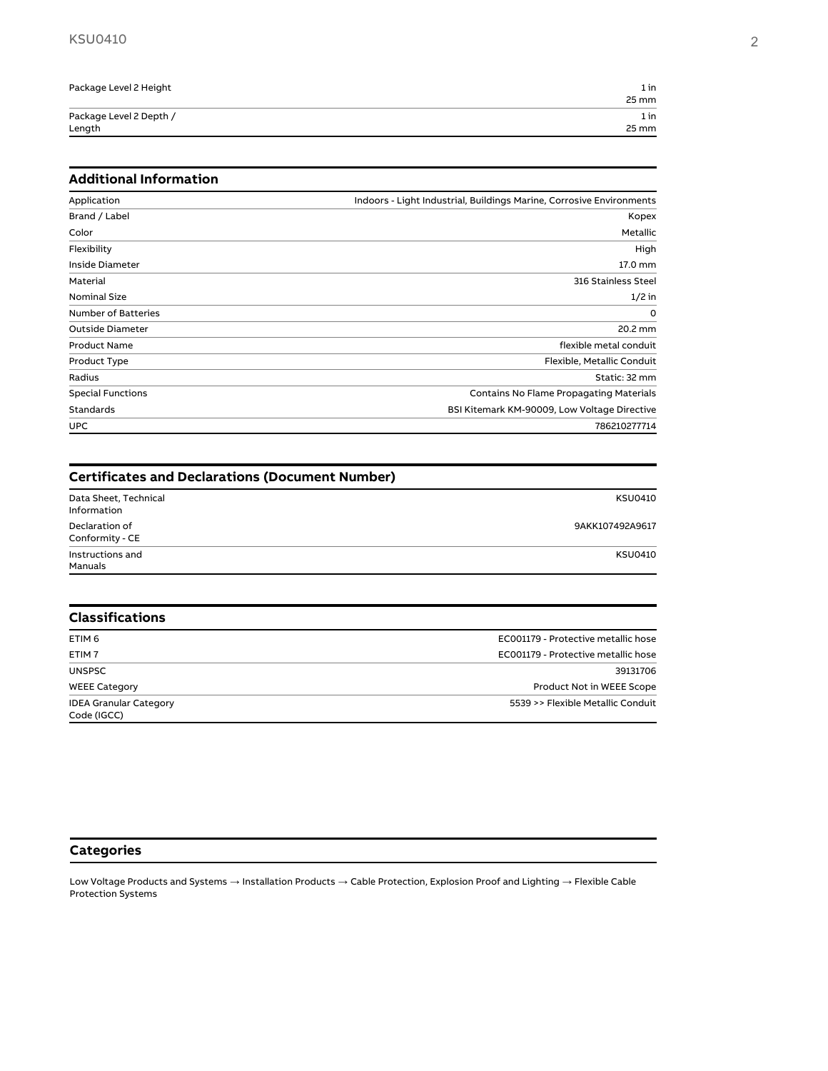| | |
|---|---|
| Package Level 2 Height | 1 in<br>25 mm |
| Package Level 2 Depth / Length | 1 in<br>25 mm |

## Additional Information

| | |
|---|---|
| Application | Indoors - Light Industrial, Buildings Marine, Corrosive Environments |
| Brand / Label | Kopex |
| Color | Metallic |
| Flexibility | High |
| Inside Diameter | 17.0 mm |
| Material | 316 Stainless Steel |
| Nominal Size | 1/2 in |
| Number of Batteries | 0 |
| Outside Diameter | 20.2 mm |
| Product Name | flexible metal conduit |
| Product Type | Flexible, Metallic Conduit |
| Radius | Static: 32 mm |
| Special Functions | Contains No Flame Propagating Materials |
| Standards | BSI Kitemark KM-90009, Low Voltage Directive |
| UPC | 786210277714 |

## Certificates and Declarations (Document Number)

| | |
|---|---|
| Data Sheet, Technical Information | KSU0410 |
| Declaration of Conformity - CE | 9AKK107492A9617 |
| Instructions and Manuals | KSU0410 |

## Classifications

| | |
|---|---|
| ETIM 6 | EC001179 - Protective metallic hose |
| ETIM 7 | EC001179 - Protective metallic hose |
| UNSPSC | 39131706 |
| WEEE Category | Product Not in WEEE Scope |
| IDEA Granular Category Code (IGCC) | 5539 >> Flexible Metallic Conduit |

## Categories

Low Voltage Products and Systems → Installation Products → Cable Protection, Explosion Proof and Lighting → Flexible Cable Protection Systems